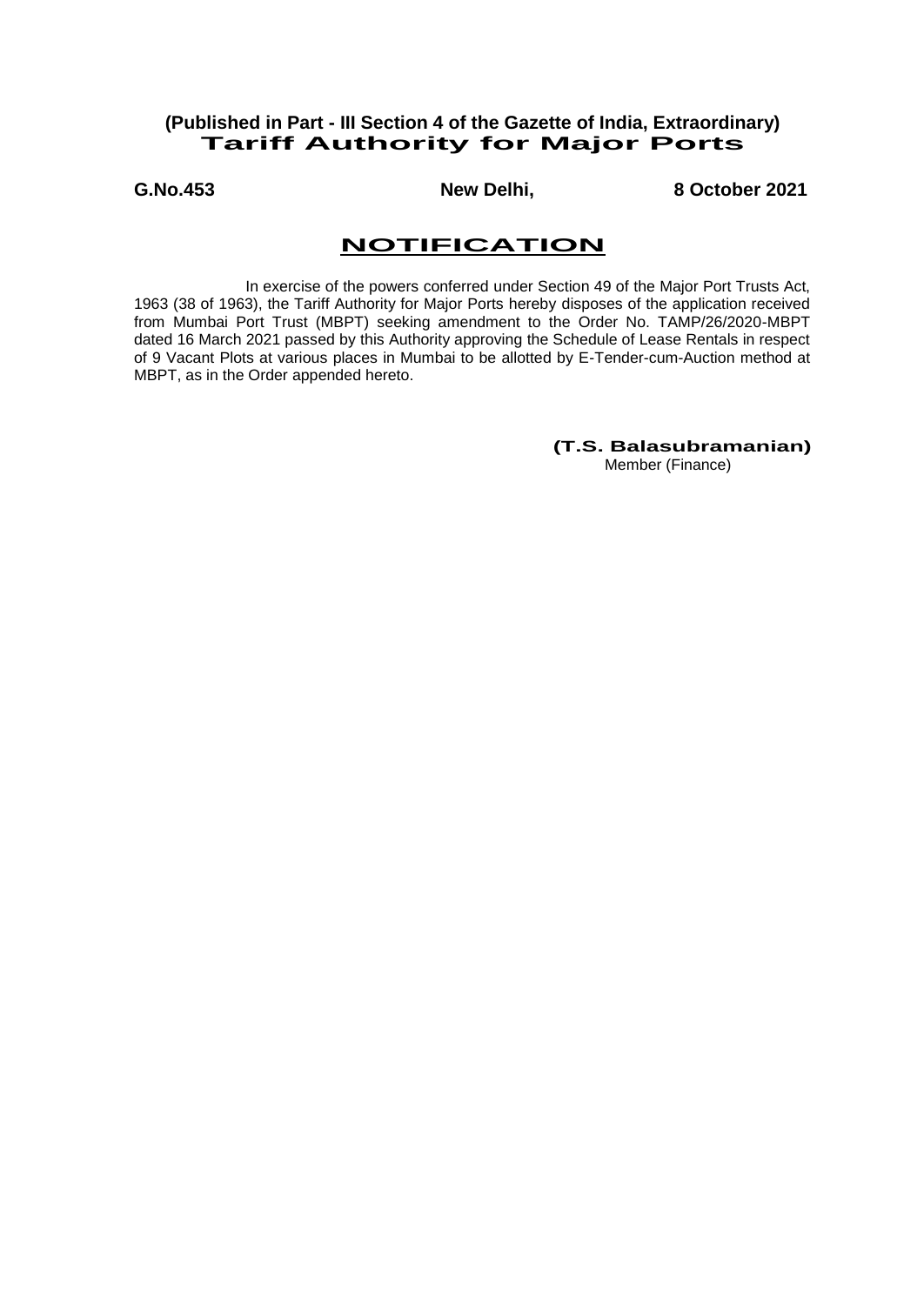**(Published in Part - III Section 4 of the Gazette of India, Extraordinary)**

# Tariff Authority for Major Ports

**G.No.453** **New Delhi,** **8 October 2021**

## NOTIFICATION

In exercise of the powers conferred under Section 49 of the Major Port Trusts Act, 1963 (38 of 1963), the Tariff Authority for Major Ports hereby disposes of the application received from Mumbai Port Trust (MBPT) seeking amendment to the Order No. TAMP/26/2020-MBPT dated 16 March 2021 passed by this Authority approving the Schedule of Lease Rentals in respect of 9 Vacant Plots at various places in Mumbai to be allotted by E-Tender-cum-Auction method at MBPT, as in the Order appended hereto.

**(T.S. Balasubramanian)**
Member (Finance)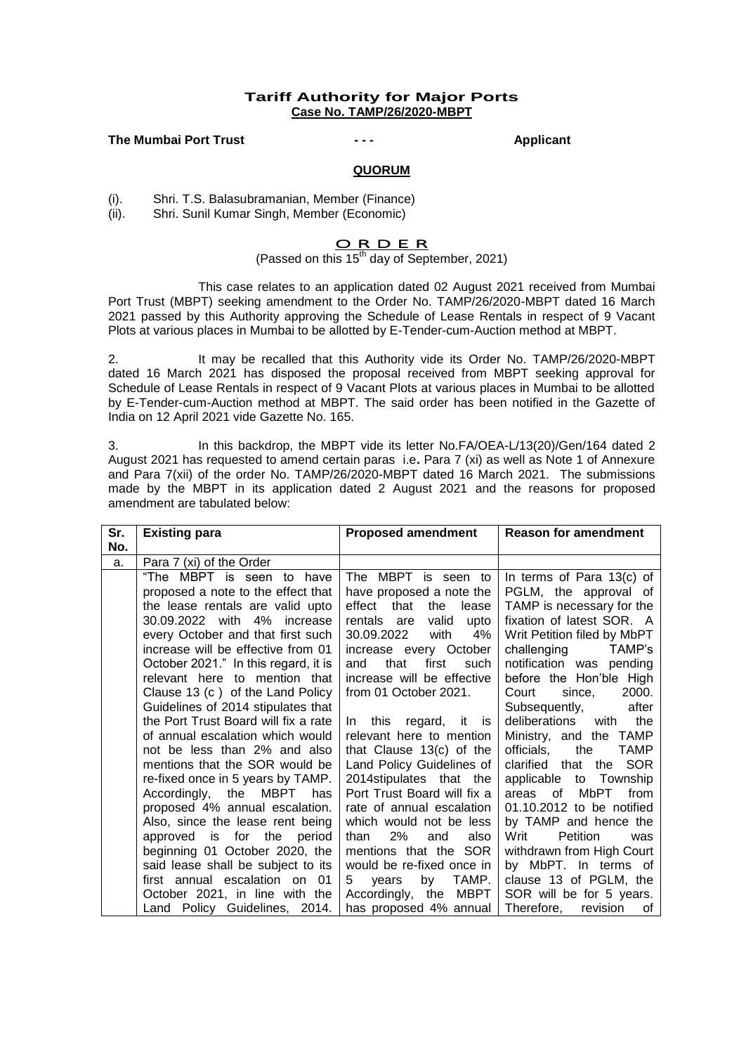# Tariff Authority for Major Ports
**Case No. TAMP/26/2020-MBPT**

**The Mumbai Port Trust** **- - -** **Applicant**

**QUORUM**

(i). Shri. T.S. Balasubramanian, Member (Finance)
(ii). Shri. Sunil Kumar Singh, Member (Economic)

## O R D E R

(Passed on this 15th day of September, 2021)

This case relates to an application dated 02 August 2021 received from Mumbai Port Trust (MBPT) seeking amendment to the Order No. TAMP/26/2020-MBPT dated 16 March 2021 passed by this Authority approving the Schedule of Lease Rentals in respect of 9 Vacant Plots at various places in Mumbai to be allotted by E-Tender-cum-Auction method at MBPT.

2. It may be recalled that this Authority vide its Order No. TAMP/26/2020-MBPT dated 16 March 2021 has disposed the proposal received from MBPT seeking approval for Schedule of Lease Rentals in respect of 9 Vacant Plots at various places in Mumbai to be allotted by E-Tender-cum-Auction method at MBPT. The said order has been notified in the Gazette of India on 12 April 2021 vide Gazette No. 165.

3. In this backdrop, the MBPT vide its letter No.FA/OEA-L/13(20)/Gen/164 dated 2 August 2021 has requested to amend certain paras i.e**.** Para 7 (xi) as well as Note 1 of Annexure and Para 7(xii) of the order No. TAMP/26/2020-MBPT dated 16 March 2021. The submissions made by the MBPT in its application dated 2 August 2021 and the reasons for proposed amendment are tabulated below:

| Sr. No. | Existing para | Proposed amendment | Reason for amendment |
|---|---|---|---|
| a. | Para 7 (xi) of the Order | | |
| | "The MBPT is seen to have proposed a note to the effect that the lease rentals are valid upto 30.09.2022 with 4% increase every October and that first such increase will be effective from 01 October 2021." In this regard, it is relevant here to mention that Clause 13 (c ) of the Land Policy Guidelines of 2014 stipulates that the Port Trust Board will fix a rate of annual escalation which would not be less than 2% and also mentions that the SOR would be re-fixed once in 5 years by TAMP. Accordingly, the MBPT has proposed 4% annual escalation. Also, since the lease rent being approved is for the period beginning 01 October 2020, the said lease shall be subject to its first annual escalation on 01 October 2021, in line with the Land Policy Guidelines, 2014. | The MBPT is seen to have proposed a note the effect that the lease rentals are valid upto 30.09.2022 with 4% increase every October and that first such increase will be effective from 01 October 2021.<br><br>In this regard, it is relevant here to mention that Clause 13(c) of the Land Policy Guidelines of 2014stipulates that the Port Trust Board will fix a rate of annual escalation which would not be less than 2% and also mentions that the SOR would be re-fixed once in 5 years by TAMP. Accordingly, the MBPT has proposed 4% annual | In terms of Para 13(c) of PGLM, the approval of TAMP is necessary for the fixation of latest SOR. A Writ Petition filed by MbPT challenging TAMP's notification was pending before the Hon'ble High Court since, 2000. Subsequently, after deliberations with the Ministry, and the TAMP officials, the TAMP clarified that the SOR applicable to Township areas of MbPT from 01.10.2012 to be notified by TAMP and hence the Writ Petition was withdrawn from High Court by MbPT. In terms of clause 13 of PGLM, the SOR will be for 5 years. Therefore, revision of |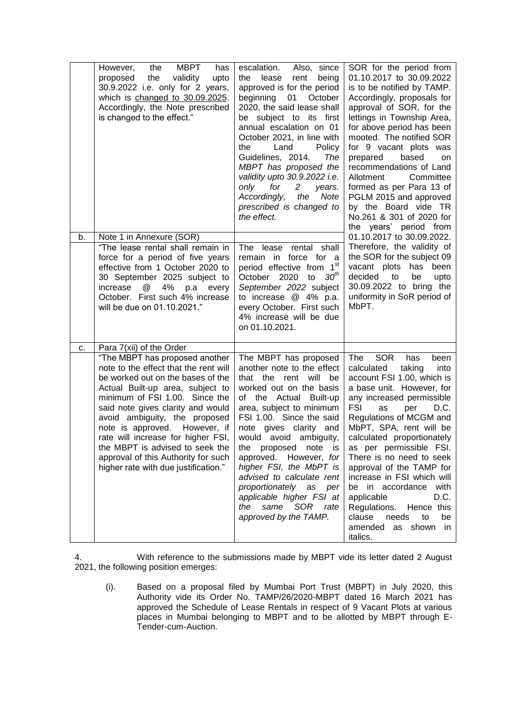| | | | |
|---|---|---|---|
| | However, the MBPT has proposed the validity upto 30.9.2022 i.e. only for 2 years, which is changed to 30.09.2025. Accordingly, the Note prescribed is changed to the effect." | escalation. Also, since the lease rent being approved is for the period beginning 01 October 2020, the said lease shall be subject to its first annual escalation on 01 October 2021, in line with the Land Policy Guidelines, 2014. *The MBPT has proposed the validity upto 30.9.2022 i.e. only for 2 years. Accordingly, the Note prescribed is changed to the effect.* | SOR for the period from 01.10.2017 to 30.09.2022 is to be notified by TAMP. Accordingly, proposals for approval of SOR, for the lettings in Township Area, for above period has been mooted. The notified SOR for 9 vacant plots was prepared based on recommendations of Land Allotment Committee formed as per Para 13 of PGLM 2015 and approved by the Board vide TR No.261 & 301 of 2020 for the years' period from 01.10.2017 to 30.09.2022. Therefore, the validity of the SOR for the subject 09 vacant plots has been decided to be upto 30.09.2022 to bring the uniformity in SoR period of MbPT. |
| b. | Note 1 in Annexure (SOR)<br>"The lease rental shall remain in force for a period of five years effective from 1 October 2020 to 30 September 2025 subject to increase @ 4% p.a every October. First such 4% increase will be due on 01.10.2021." | The lease rental shall remain in force for a period effective from 1st October 2020 to *30th September 2022* subject to increase @ 4% p.a. every October. First such 4% increase will be due on 01.10.2021. | |
| c. | Para 7(xii) of the Order<br>"The MBPT has proposed another note to the effect that the rent will be worked out on the bases of the Actual Built-up area, subject to minimum of FSI 1.00. Since the said note gives clarity and would avoid ambiguity, the proposed note is approved. However, if rate will increase for higher FSI, the MBPT is advised to seek the approval of this Authority for such higher rate with due justification." | The MBPT has proposed another note to the effect that the rent will be worked out on the basis of the Actual Built-up area, subject to minimum FSI 1.00. Since the said note gives clarity and would avoid ambiguity, the proposed note is approved. However, *for higher FSI, the MbPT is advised to calculate rent proportionately as per applicable higher FSI at the same SOR rate approved by the TAMP.* | The SOR has been calculated taking into account FSI 1.00, which is a base unit. However, for any increased permissible FSI as per D.C. Regulations of MCGM and MbPT, SPA, rent will be calculated proportionately as per permissible FSI. There is no need to seek approval of the TAMP for increase in FSI which will be in accordance with applicable D.C. Regulations. Hence this clause needs to be amended as shown in italics. |

4. With reference to the submissions made by MBPT vide its letter dated 2 August 2021, the following position emerges:

(i). Based on a proposal filed by Mumbai Port Trust (MBPT) in July 2020, this Authority vide its Order No. TAMP/26/2020-MBPT dated 16 March 2021 has approved the Schedule of Lease Rentals in respect of 9 Vacant Plots at various places in Mumbai belonging to MBPT and to be allotted by MBPT through E-Tender-cum-Auction.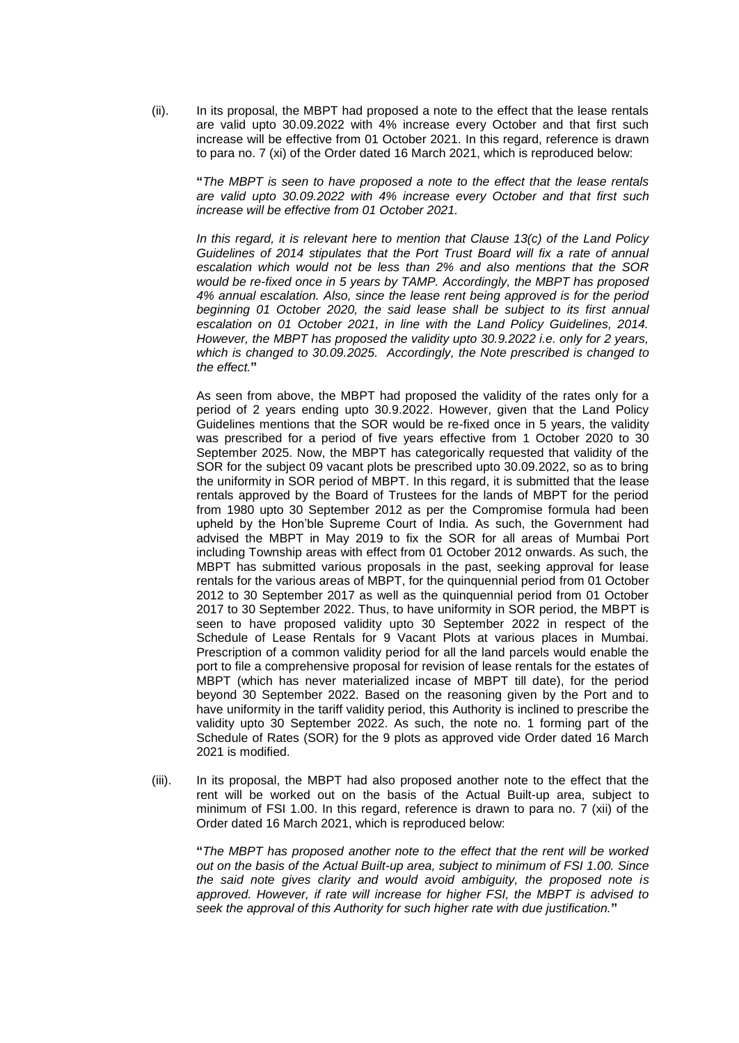(ii). In its proposal, the MBPT had proposed a note to the effect that the lease rentals are valid upto 30.09.2022 with 4% increase every October and that first such increase will be effective from 01 October 2021. In this regard, reference is drawn to para no. 7 (xi) of the Order dated 16 March 2021, which is reproduced below:

> **"***The MBPT is seen to have proposed a note to the effect that the lease rentals are valid upto 30.09.2022 with 4% increase every October and that first such increase will be effective from 01 October 2021.*
>
> *In this regard, it is relevant here to mention that Clause 13(c) of the Land Policy Guidelines of 2014 stipulates that the Port Trust Board will fix a rate of annual escalation which would not be less than 2% and also mentions that the SOR would be re-fixed once in 5 years by TAMP. Accordingly, the MBPT has proposed 4% annual escalation. Also, since the lease rent being approved is for the period beginning 01 October 2020, the said lease shall be subject to its first annual escalation on 01 October 2021, in line with the Land Policy Guidelines, 2014. However, the MBPT has proposed the validity upto 30.9.2022 i.e. only for 2 years, which is changed to 30.09.2025. Accordingly, the Note prescribed is changed to the effect.***"**

As seen from above, the MBPT had proposed the validity of the rates only for a period of 2 years ending upto 30.9.2022. However, given that the Land Policy Guidelines mentions that the SOR would be re-fixed once in 5 years, the validity was prescribed for a period of five years effective from 1 October 2020 to 30 September 2025. Now, the MBPT has categorically requested that validity of the SOR for the subject 09 vacant plots be prescribed upto 30.09.2022, so as to bring the uniformity in SOR period of MBPT. In this regard, it is submitted that the lease rentals approved by the Board of Trustees for the lands of MBPT for the period from 1980 upto 30 September 2012 as per the Compromise formula had been upheld by the Hon'ble Supreme Court of India. As such, the Government had advised the MBPT in May 2019 to fix the SOR for all areas of Mumbai Port including Township areas with effect from 01 October 2012 onwards. As such, the MBPT has submitted various proposals in the past, seeking approval for lease rentals for the various areas of MBPT, for the quinquennial period from 01 October 2012 to 30 September 2017 as well as the quinquennial period from 01 October 2017 to 30 September 2022. Thus, to have uniformity in SOR period, the MBPT is seen to have proposed validity upto 30 September 2022 in respect of the Schedule of Lease Rentals for 9 Vacant Plots at various places in Mumbai. Prescription of a common validity period for all the land parcels would enable the port to file a comprehensive proposal for revision of lease rentals for the estates of MBPT (which has never materialized incase of MBPT till date), for the period beyond 30 September 2022. Based on the reasoning given by the Port and to have uniformity in the tariff validity period, this Authority is inclined to prescribe the validity upto 30 September 2022. As such, the note no. 1 forming part of the Schedule of Rates (SOR) for the 9 plots as approved vide Order dated 16 March 2021 is modified.

(iii). In its proposal, the MBPT had also proposed another note to the effect that the rent will be worked out on the basis of the Actual Built-up area, subject to minimum of FSI 1.00. In this regard, reference is drawn to para no. 7 (xii) of the Order dated 16 March 2021, which is reproduced below:

> **"***The MBPT has proposed another note to the effect that the rent will be worked out on the basis of the Actual Built-up area, subject to minimum of FSI 1.00. Since the said note gives clarity and would avoid ambiguity, the proposed note is approved. However, if rate will increase for higher FSI, the MBPT is advised to seek the approval of this Authority for such higher rate with due justification.***"**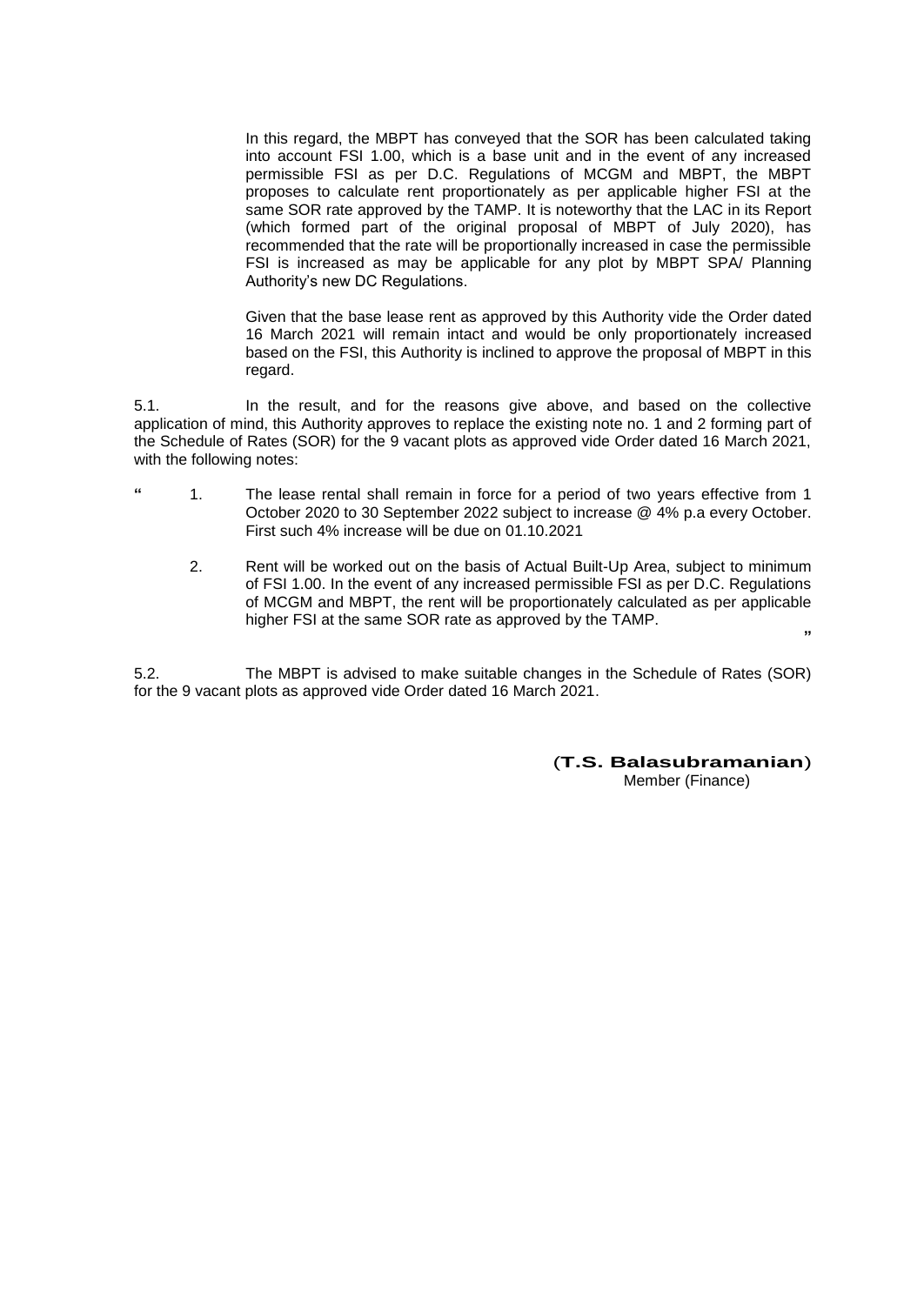In this regard, the MBPT has conveyed that the SOR has been calculated taking into account FSI 1.00, which is a base unit and in the event of any increased permissible FSI as per D.C. Regulations of MCGM and MBPT, the MBPT proposes to calculate rent proportionately as per applicable higher FSI at the same SOR rate approved by the TAMP. It is noteworthy that the LAC in its Report (which formed part of the original proposal of MBPT of July 2020), has recommended that the rate will be proportionally increased in case the permissible FSI is increased as may be applicable for any plot by MBPT SPA/ Planning Authority's new DC Regulations.

Given that the base lease rent as approved by this Authority vide the Order dated 16 March 2021 will remain intact and would be only proportionately increased based on the FSI, this Authority is inclined to approve the proposal of MBPT in this regard.

5.1. In the result, and for the reasons give above, and based on the collective application of mind, this Authority approves to replace the existing note no. 1 and 2 forming part of the Schedule of Rates (SOR) for the 9 vacant plots as approved vide Order dated 16 March 2021, with the following notes:

" 1. The lease rental shall remain in force for a period of two years effective from 1 October 2020 to 30 September 2022 subject to increase @ 4% p.a every October. First such 4% increase will be due on 01.10.2021

2. Rent will be worked out on the basis of Actual Built-Up Area, subject to minimum of FSI 1.00. In the event of any increased permissible FSI as per D.C. Regulations of MCGM and MBPT, the rent will be proportionately calculated as per applicable higher FSI at the same SOR rate as approved by the TAMP.

"

5.2. The MBPT is advised to make suitable changes in the Schedule of Rates (SOR) for the 9 vacant plots as approved vide Order dated 16 March 2021.

**(T.S. Balasubramanian)**
Member (Finance)